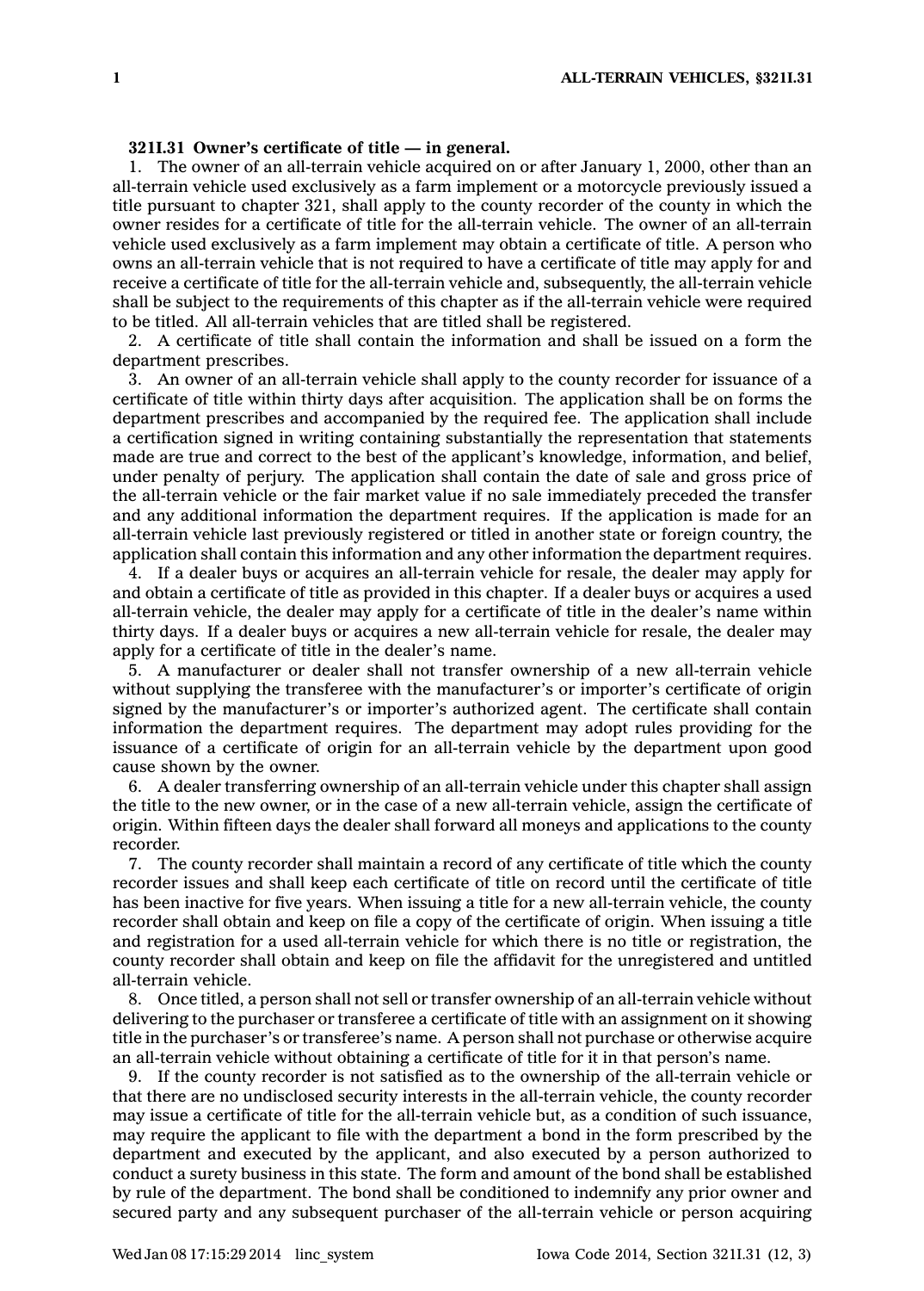**321I.31 Owner's certificate of title — in general.**

1. The owner of an all-terrain vehicle acquired on or after January 1, 2000, other than an all-terrain vehicle used exclusively as a farm implement or a motorcycle previously issued a title pursuant to chapter 321, shall apply to the county recorder of the county in which the owner resides for a certificate of title for the all-terrain vehicle. The owner of an all-terrain vehicle used exclusively as a farm implement may obtain a certificate of title. A person who owns an all-terrain vehicle that is not required to have a certificate of title may apply for and receive a certificate of title for the all-terrain vehicle and, subsequently, the all-terrain vehicle shall be subject to the requirements of this chapter as if the all-terrain vehicle were required to be titled. All all-terrain vehicles that are titled shall be registered.

2. A certificate of title shall contain the information and shall be issued on a form the department prescribes.

3. An owner of an all-terrain vehicle shall apply to the county recorder for issuance of a certificate of title within thirty days after acquisition. The application shall be on forms the department prescribes and accompanied by the required fee. The application shall include a certification signed in writing containing substantially the representation that statements made are true and correct to the best of the applicant's knowledge, information, and belief, under penalty of perjury. The application shall contain the date of sale and gross price of the all-terrain vehicle or the fair market value if no sale immediately preceded the transfer and any additional information the department requires. If the application is made for an all-terrain vehicle last previously registered or titled in another state or foreign country, the application shall contain this information and any other information the department requires.

4. If a dealer buys or acquires an all-terrain vehicle for resale, the dealer may apply for and obtain a certificate of title as provided in this chapter. If a dealer buys or acquires a used all-terrain vehicle, the dealer may apply for a certificate of title in the dealer's name within thirty days. If a dealer buys or acquires a new all-terrain vehicle for resale, the dealer may apply for a certificate of title in the dealer's name.

5. A manufacturer or dealer shall not transfer ownership of a new all-terrain vehicle without supplying the transferee with the manufacturer's or importer's certificate of origin signed by the manufacturer's or importer's authorized agent. The certificate shall contain information the department requires. The department may adopt rules providing for the issuance of a certificate of origin for an all-terrain vehicle by the department upon good cause shown by the owner.

6. A dealer transferring ownership of an all-terrain vehicle under this chapter shall assign the title to the new owner, or in the case of a new all-terrain vehicle, assign the certificate of origin. Within fifteen days the dealer shall forward all moneys and applications to the county recorder.

7. The county recorder shall maintain a record of any certificate of title which the county recorder issues and shall keep each certificate of title on record until the certificate of title has been inactive for five years. When issuing a title for a new all-terrain vehicle, the county recorder shall obtain and keep on file a copy of the certificate of origin. When issuing a title and registration for a used all-terrain vehicle for which there is no title or registration, the county recorder shall obtain and keep on file the affidavit for the unregistered and untitled all-terrain vehicle.

8. Once titled, a person shall not sell or transfer ownership of an all-terrain vehicle without delivering to the purchaser or transferee a certificate of title with an assignment on it showing title in the purchaser's or transferee's name. A person shall not purchase or otherwise acquire an all-terrain vehicle without obtaining a certificate of title for it in that person's name.

9. If the county recorder is not satisfied as to the ownership of the all-terrain vehicle or that there are no undisclosed security interests in the all-terrain vehicle, the county recorder may issue a certificate of title for the all-terrain vehicle but, as a condition of such issuance, may require the applicant to file with the department a bond in the form prescribed by the department and executed by the applicant, and also executed by a person authorized to conduct a surety business in this state. The form and amount of the bond shall be established by rule of the department. The bond shall be conditioned to indemnify any prior owner and secured party and any subsequent purchaser of the all-terrain vehicle or person acquiring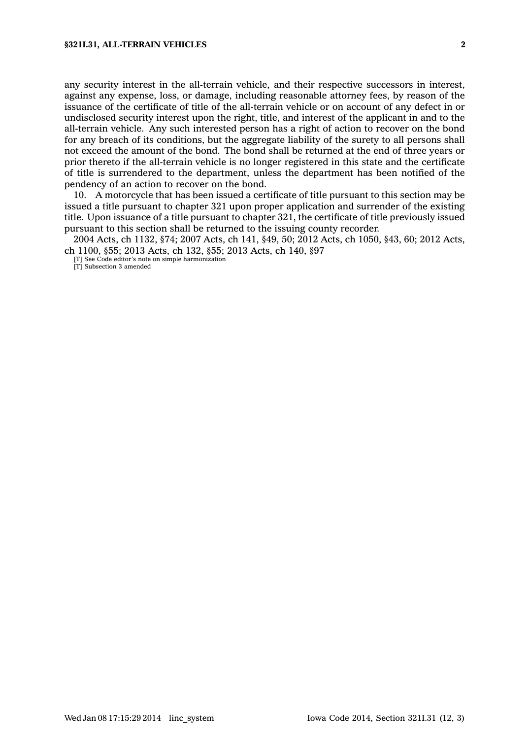any security interest in the all-terrain vehicle, and their respective successors in interest, against any expense, loss, or damage, including reasonable attorney fees, by reason of the issuance of the certificate of title of the all-terrain vehicle or on account of any defect in or undisclosed security interest upon the right, title, and interest of the applicant in and to the all-terrain vehicle. Any such interested person has a right of action to recover on the bond for any breach of its conditions, but the aggregate liability of the surety to all persons shall not exceed the amount of the bond. The bond shall be returned at the end of three years or prior thereto if the all-terrain vehicle is no longer registered in this state and the certificate of title is surrendered to the department, unless the department has been notified of the pendency of an action to recover on the bond.

10. A motorcycle that has been issued a certificate of title pursuant to this section may be issued a title pursuant to chapter 321 upon proper application and surrender of the existing title. Upon issuance of a title pursuant to chapter 321, the certificate of title previously issued pursuant to this section shall be returned to the issuing county recorder.

2004 Acts, ch 1132, §74; 2007 Acts, ch 141, §49, 50; 2012 Acts, ch 1050, §43, 60; 2012 Acts, ch 1100, §55; 2013 Acts, ch 132, §55; 2013 Acts, ch 140, §97

[T] See Code editor's note on simple harmonization
[T] Subsection 3 amended